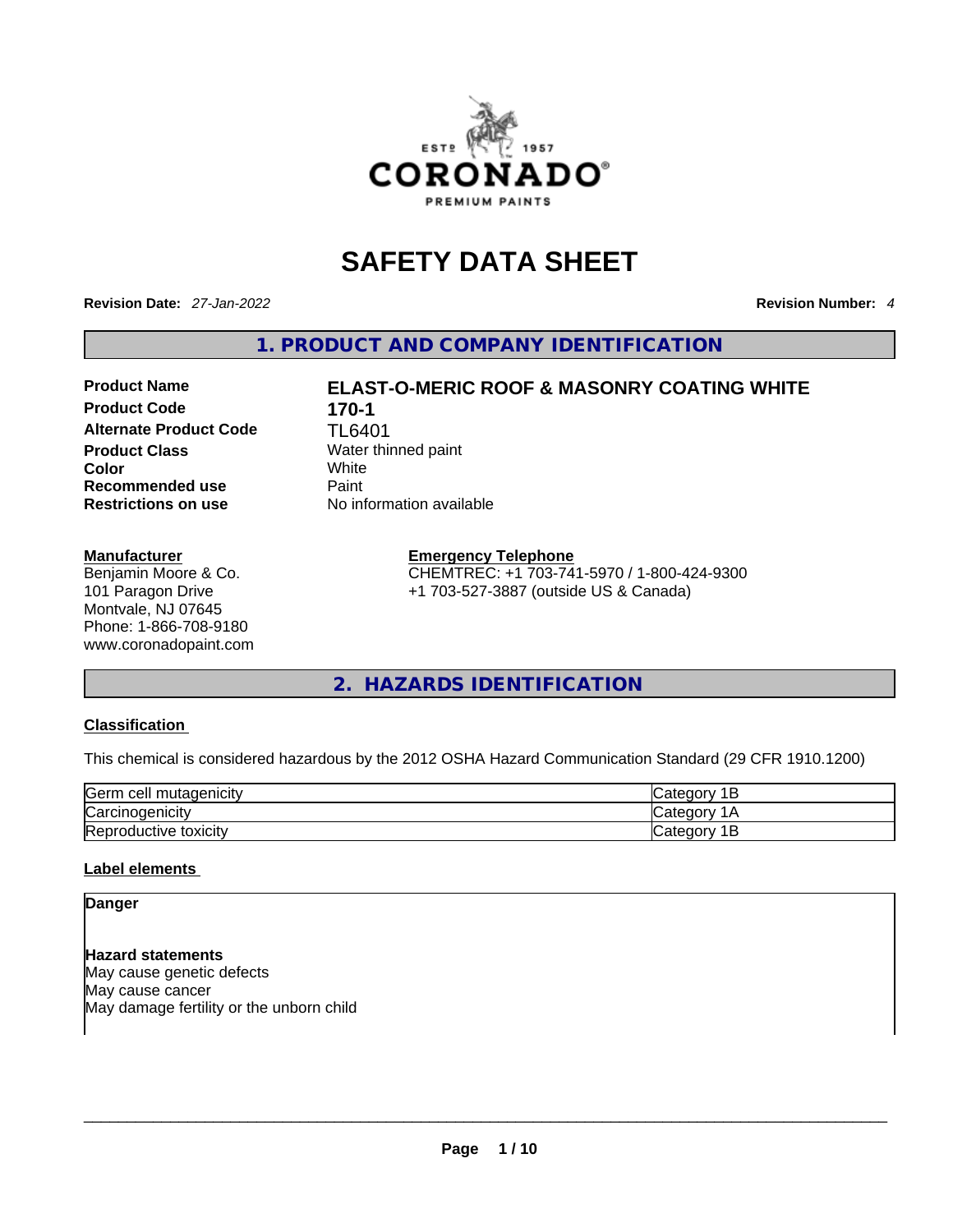# SAFETY DATA SHEET

**Revision Date:** *27-Jan-2022* **Revision Number:** *4*

## 1. PRODUCT AND COMPANY IDENTIFICATION

| | |
|---|---|
| **Product Name** | **ELAST-O-MERIC ROOF & MASONRY COATING WHITE** |
| **Product Code** | **170-1** |
| **Alternate Product Code** | TL6401 |
| **Product Class** | Water thinned paint |
| **Color** | White |
| **Recommended use** | Paint |
| **Restrictions on use** | No information available |

**Manufacturer**
Benjamin Moore & Co.
101 Paragon Drive
Montvale, NJ 07645
Phone: 1-866-708-9180
www.coronadopaint.com

**Emergency Telephone**
CHEMTREC: +1 703-741-5970 / 1-800-424-9300
+1 703-527-3887 (outside US & Canada)

## 2. HAZARDS IDENTIFICATION

**Classification**

This chemical is considered hazardous by the 2012 OSHA Hazard Communication Standard (29 CFR 1910.1200)

| | |
|---|---|
| Germ cell mutagenicity | Category 1B |
| Carcinogenicity | Category 1A |
| Reproductive toxicity | Category 1B |

**Label elements**

**Danger**

**Hazard statements**
May cause genetic defects
May cause cancer
May damage fertility or the unborn child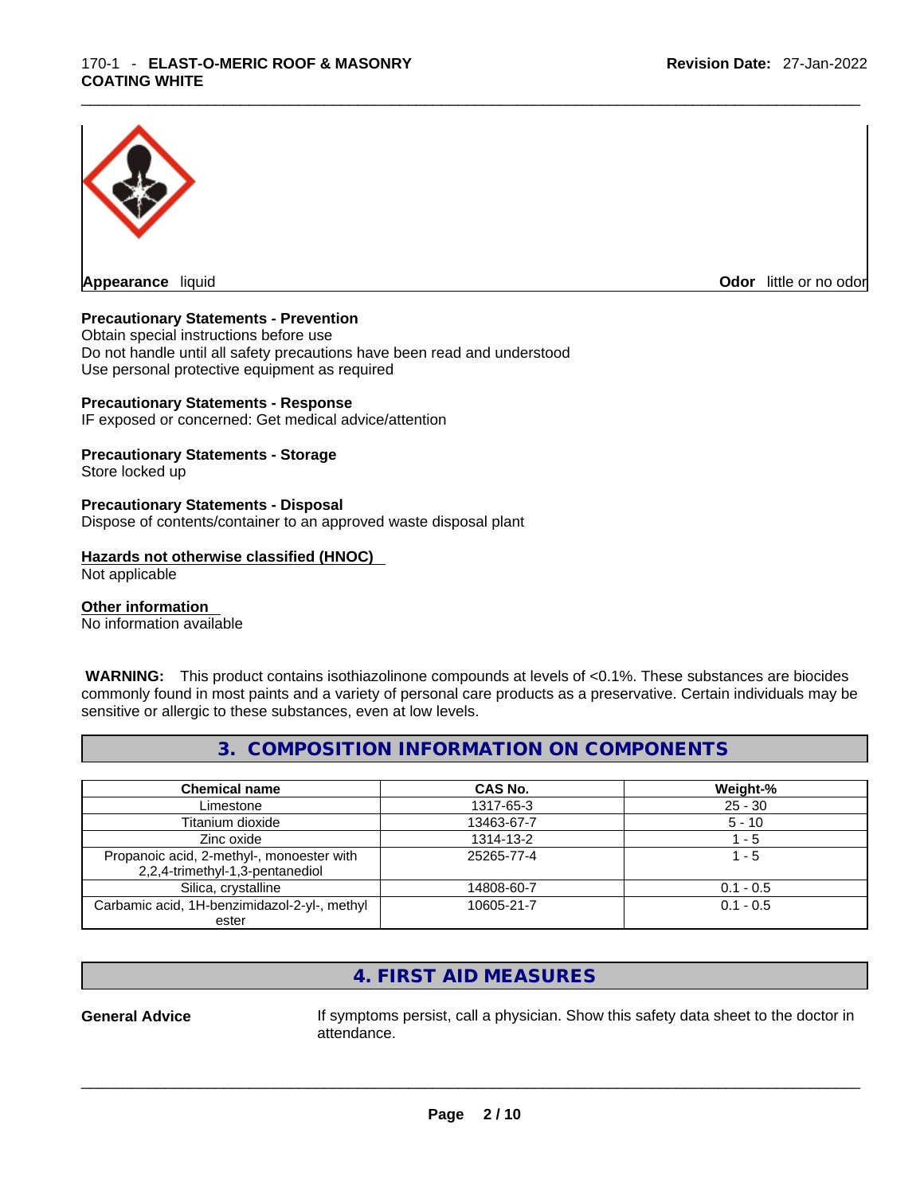**Appearance** liquid **Odor** little or no odor

**Precautionary Statements - Prevention**
Obtain special instructions before use
Do not handle until all safety precautions have been read and understood
Use personal protective equipment as required

**Precautionary Statements - Response**
IF exposed or concerned: Get medical advice/attention

**Precautionary Statements - Storage**
Store locked up

**Precautionary Statements - Disposal**
Dispose of contents/container to an approved waste disposal plant

**Hazards not otherwise classified (HNOC)**
Not applicable

**Other information**
No information available

**WARNING:** This product contains isothiazolinone compounds at levels of <0.1%. These substances are biocides commonly found in most paints and a variety of personal care products as a preservative. Certain individuals may be sensitive or allergic to these substances, even at low levels.

## 3. COMPOSITION INFORMATION ON COMPONENTS

| Chemical name | CAS No. | Weight-% |
|---|---|---|
| Limestone | 1317-65-3 | 25 - 30 |
| Titanium dioxide | 13463-67-7 | 5 - 10 |
| Zinc oxide | 1314-13-2 | 1 - 5 |
| Propanoic acid, 2-methyl-, monoester with 2,2,4-trimethyl-1,3-pentanediol | 25265-77-4 | 1 - 5 |
| Silica, crystalline | 14808-60-7 | 0.1 - 0.5 |
| Carbamic acid, 1H-benzimidazol-2-yl-, methyl ester | 10605-21-7 | 0.1 - 0.5 |

## 4. FIRST AID MEASURES

**General Advice** If symptoms persist, call a physician. Show this safety data sheet to the doctor in attendance.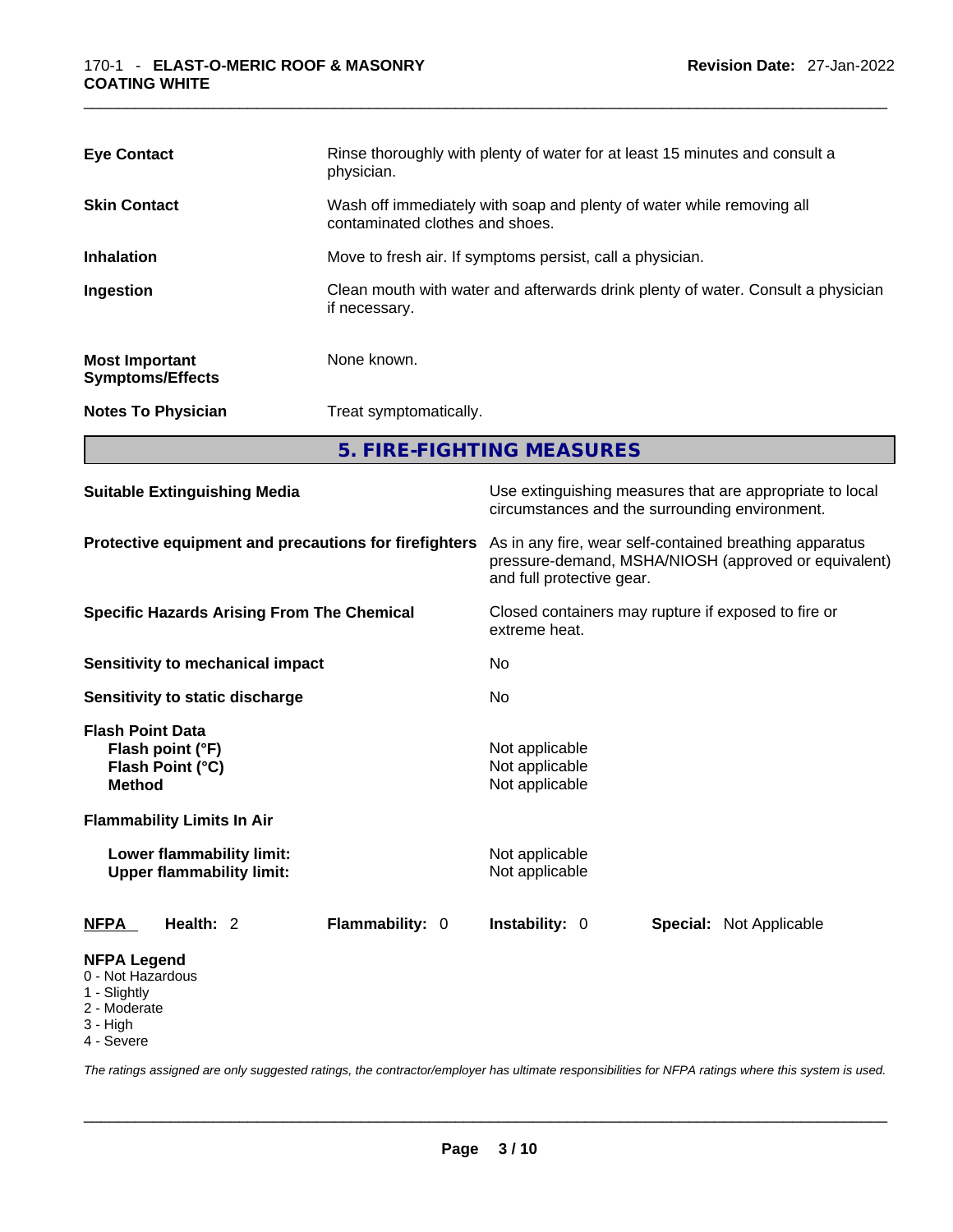| | |
|---|---|
| **Eye Contact** | Rinse thoroughly with plenty of water for at least 15 minutes and consult a physician. |
| **Skin Contact** | Wash off immediately with soap and plenty of water while removing all contaminated clothes and shoes. |
| **Inhalation** | Move to fresh air. If symptoms persist, call a physician. |
| **Ingestion** | Clean mouth with water and afterwards drink plenty of water. Consult a physician if necessary. |
| **Most Important Symptoms/Effects** | None known. |
| **Notes To Physician** | Treat symptomatically. |

## 5. FIRE-FIGHTING MEASURES

| | |
|---|---|
| **Suitable Extinguishing Media** | Use extinguishing measures that are appropriate to local circumstances and the surrounding environment. |
| **Protective equipment and precautions for firefighters** | As in any fire, wear self-contained breathing apparatus pressure-demand, MSHA/NIOSH (approved or equivalent) and full protective gear. |
| **Specific Hazards Arising From The Chemical** | Closed containers may rupture if exposed to fire or extreme heat. |
| **Sensitivity to mechanical impact** | No |
| **Sensitivity to static discharge** | No |

**Flash Point Data**

| | |
|---|---|
| **Flash point (°F)** | Not applicable |
| **Flash Point (°C)** | Not applicable |
| **Method** | Not applicable |

**Flammability Limits In Air**

| | |
|---|---|
| **Lower flammability limit:** | Not applicable |
| **Upper flammability limit:** | Not applicable |

**NFPA** **Health:** 2 **Flammability:** 0 **Instability:** 0 **Special:** Not Applicable

**NFPA Legend**

- 0 - Not Hazardous
- 1 - Slightly
- 2 - Moderate
- 3 - High
- 4 - Severe

*The ratings assigned are only suggested ratings, the contractor/employer has ultimate responsibilities for NFPA ratings where this system is used.*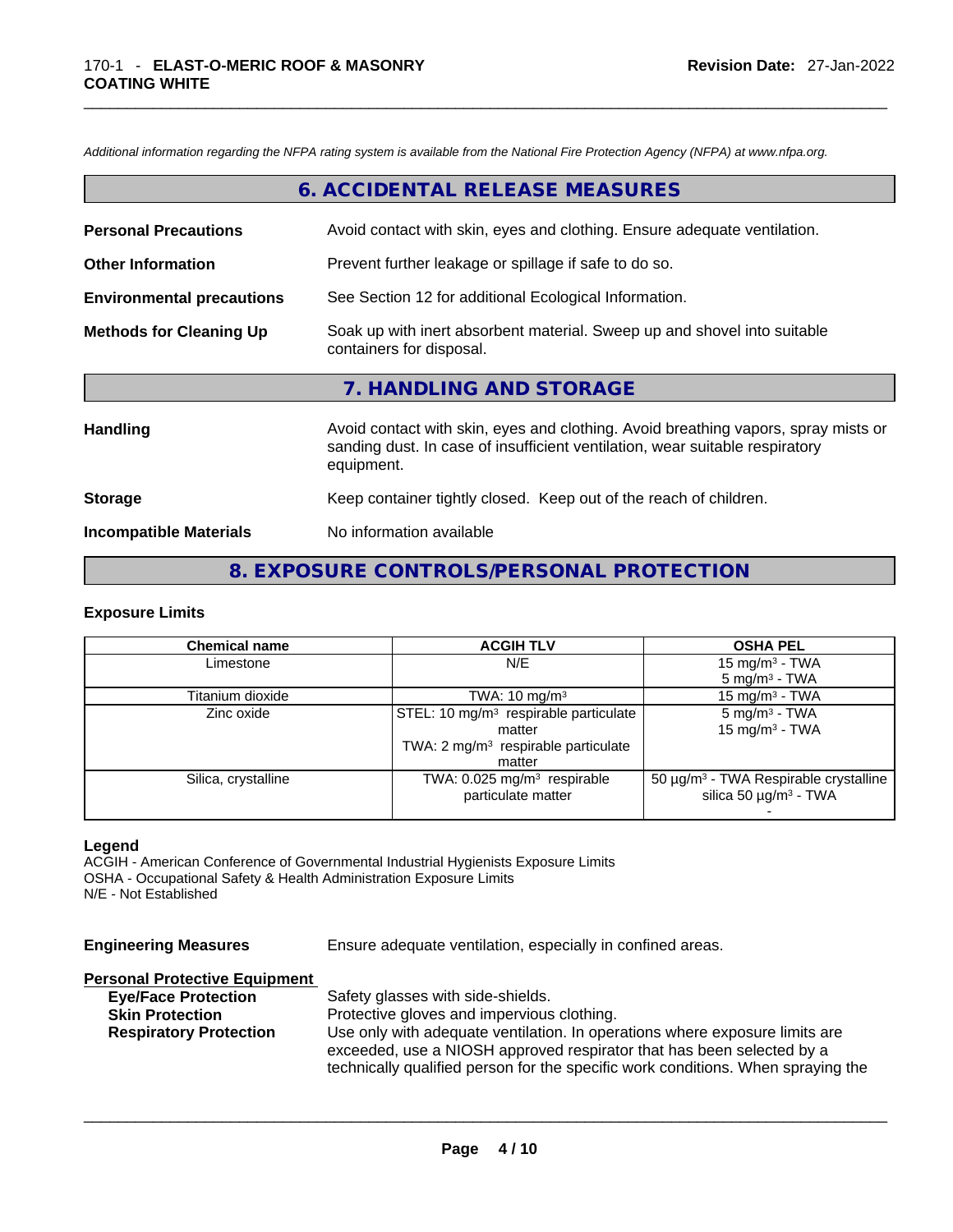*Additional information regarding the NFPA rating system is available from the National Fire Protection Agency (NFPA) at www.nfpa.org.*

## 6. ACCIDENTAL RELEASE MEASURES

**Personal Precautions** Avoid contact with skin, eyes and clothing. Ensure adequate ventilation.

**Other Information** Prevent further leakage or spillage if safe to do so.

**Environmental precautions** See Section 12 for additional Ecological Information.

**Methods for Cleaning Up** Soak up with inert absorbent material. Sweep up and shovel into suitable containers for disposal.

## 7. HANDLING AND STORAGE

**Handling** Avoid contact with skin, eyes and clothing. Avoid breathing vapors, spray mists or sanding dust. In case of insufficient ventilation, wear suitable respiratory equipment.

**Storage** Keep container tightly closed. Keep out of the reach of children.

**Incompatible Materials** No information available

## 8. EXPOSURE CONTROLS/PERSONAL PROTECTION

### Exposure Limits

| Chemical name | ACGIH TLV | OSHA PEL |
|---|---|---|
| Limestone | N/E | 15 mg/m³ - TWA<br>5 mg/m³ - TWA |
| Titanium dioxide | TWA: 10 mg/m³ | 15 mg/m³ - TWA |
| Zinc oxide | STEL: 10 mg/m³ respirable particulate matter<br>TWA: 2 mg/m³ respirable particulate matter | 5 mg/m³ - TWA<br>15 mg/m³ - TWA |
| Silica, crystalline | TWA: 0.025 mg/m³ respirable particulate matter | 50 µg/m³ - TWA Respirable crystalline silica 50 µg/m³ - TWA<br>- |

**Legend**
ACGIH - American Conference of Governmental Industrial Hygienists Exposure Limits
OSHA - Occupational Safety & Health Administration Exposure Limits
N/E - Not Established

**Engineering Measures** Ensure adequate ventilation, especially in confined areas.

**Personal Protective Equipment**

**Eye/Face Protection** Safety glasses with side-shields.
**Skin Protection** Protective gloves and impervious clothing.
**Respiratory Protection** Use only with adequate ventilation. In operations where exposure limits are exceeded, use a NIOSH approved respirator that has been selected by a technically qualified person for the specific work conditions. When spraying the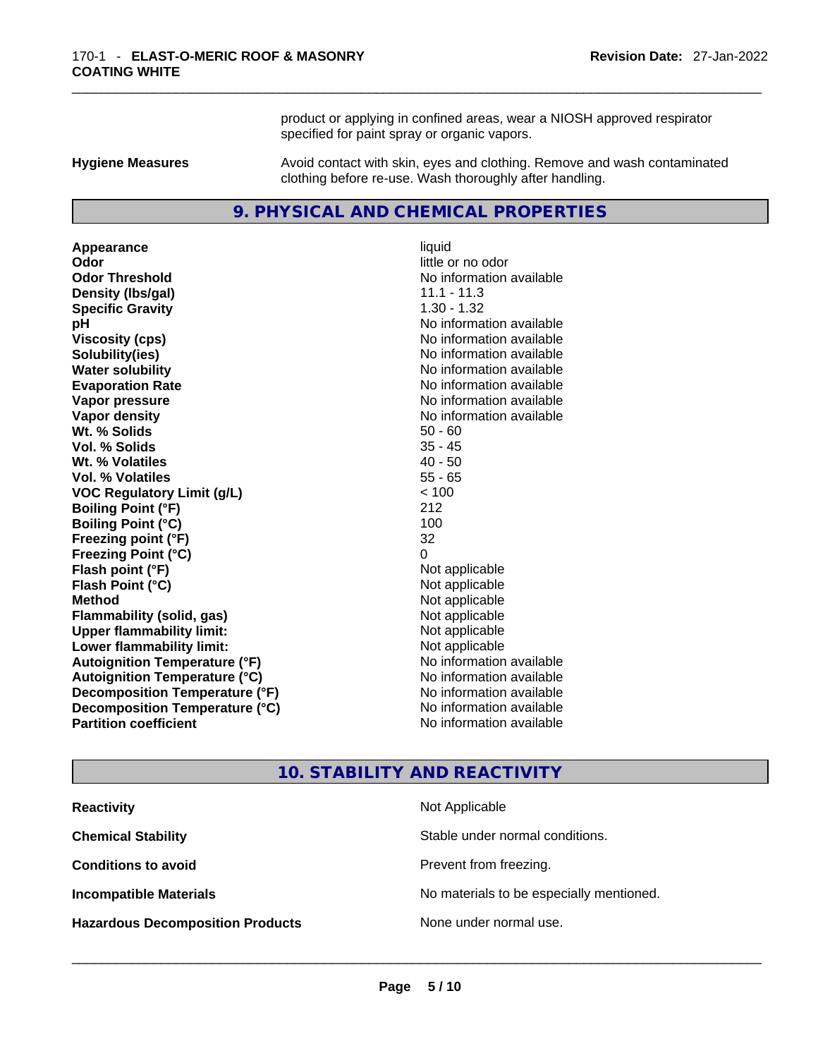product or applying in confined areas, wear a NIOSH approved respirator specified for paint spray or organic vapors.

**Hygiene Measures** Avoid contact with skin, eyes and clothing. Remove and wash contaminated clothing before re-use. Wash thoroughly after handling.

## 9. PHYSICAL AND CHEMICAL PROPERTIES

| Property | Value |
|---|---|
| **Appearance** | liquid |
| **Odor** | little or no odor |
| **Odor Threshold** | No information available |
| **Density (lbs/gal)** | 11.1 - 11.3 |
| **Specific Gravity** | 1.30 - 1.32 |
| **pH** | No information available |
| **Viscosity (cps)** | No information available |
| **Solubility(ies)** | No information available |
| **Water solubility** | No information available |
| **Evaporation Rate** | No information available |
| **Vapor pressure** | No information available |
| **Vapor density** | No information available |
| **Wt. % Solids** | 50 - 60 |
| **Vol. % Solids** | 35 - 45 |
| **Wt. % Volatiles** | 40 - 50 |
| **Vol. % Volatiles** | 55 - 65 |
| **VOC Regulatory Limit (g/L)** | < 100 |
| **Boiling Point (°F)** | 212 |
| **Boiling Point (°C)** | 100 |
| **Freezing point (°F)** | 32 |
| **Freezing Point (°C)** | 0 |
| **Flash point (°F)** | Not applicable |
| **Flash Point (°C)** | Not applicable |
| **Method** | Not applicable |
| **Flammability (solid, gas)** | Not applicable |
| **Upper flammability limit:** | Not applicable |
| **Lower flammability limit:** | Not applicable |
| **Autoignition Temperature (°F)** | No information available |
| **Autoignition Temperature (°C)** | No information available |
| **Decomposition Temperature (°F)** | No information available |
| **Decomposition Temperature (°C)** | No information available |
| **Partition coefficient** | No information available |

## 10. STABILITY AND REACTIVITY

| Property | Value |
|---|---|
| **Reactivity** | Not Applicable |
| **Chemical Stability** | Stable under normal conditions. |
| **Conditions to avoid** | Prevent from freezing. |
| **Incompatible Materials** | No materials to be especially mentioned. |
| **Hazardous Decomposition Products** | None under normal use. |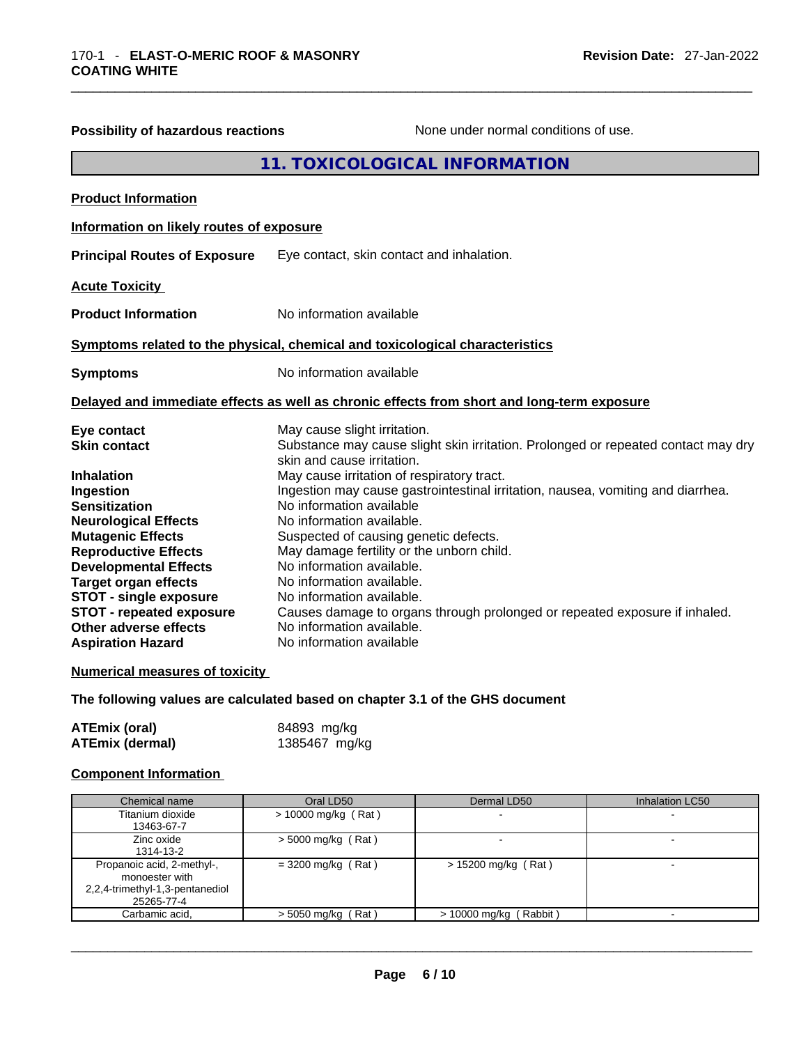**Possibility of hazardous reactions** None under normal conditions of use.

## 11. TOXICOLOGICAL INFORMATION

**Product Information**

**Information on likely routes of exposure**

**Principal Routes of Exposure** Eye contact, skin contact and inhalation.

**Acute Toxicity**

**Product Information** No information available

**Symptoms related to the physical, chemical and toxicological characteristics**

**Symptoms** No information available

**Delayed and immediate effects as well as chronic effects from short and long-term exposure**

**Eye contact** May cause slight irritation.
**Skin contact** Substance may cause slight skin irritation. Prolonged or repeated contact may dry skin and cause irritation.
**Inhalation** May cause irritation of respiratory tract.
**Ingestion** Ingestion may cause gastrointestinal irritation, nausea, vomiting and diarrhea.
**Sensitization** No information available
**Neurological Effects** No information available.
**Mutagenic Effects** Suspected of causing genetic defects.
**Reproductive Effects** May damage fertility or the unborn child.
**Developmental Effects** No information available.
**Target organ effects** No information available.
**STOT - single exposure** No information available.
**STOT - repeated exposure** Causes damage to organs through prolonged or repeated exposure if inhaled.
**Other adverse effects** No information available.
**Aspiration Hazard** No information available

**Numerical measures of toxicity**

**The following values are calculated based on chapter 3.1 of the GHS document**

**ATEmix (oral)** 84893 mg/kg
**ATEmix (dermal)** 1385467 mg/kg

**Component Information**

| Chemical name | Oral LD50 | Dermal LD50 | Inhalation LC50 |
|---|---|---|---|
| Titanium dioxide 13463-67-7 | > 10000 mg/kg ( Rat ) | - | - |
| Zinc oxide 1314-13-2 | > 5000 mg/kg ( Rat ) | - | - |
| Propanoic acid, 2-methyl-, monoester with 2,2,4-trimethyl-1,3-pentanediol 25265-77-4 | = 3200 mg/kg ( Rat ) | > 15200 mg/kg ( Rat ) | - |
| Carbamic acid, | > 5050 mg/kg ( Rat ) | > 10000 mg/kg ( Rabbit ) | - |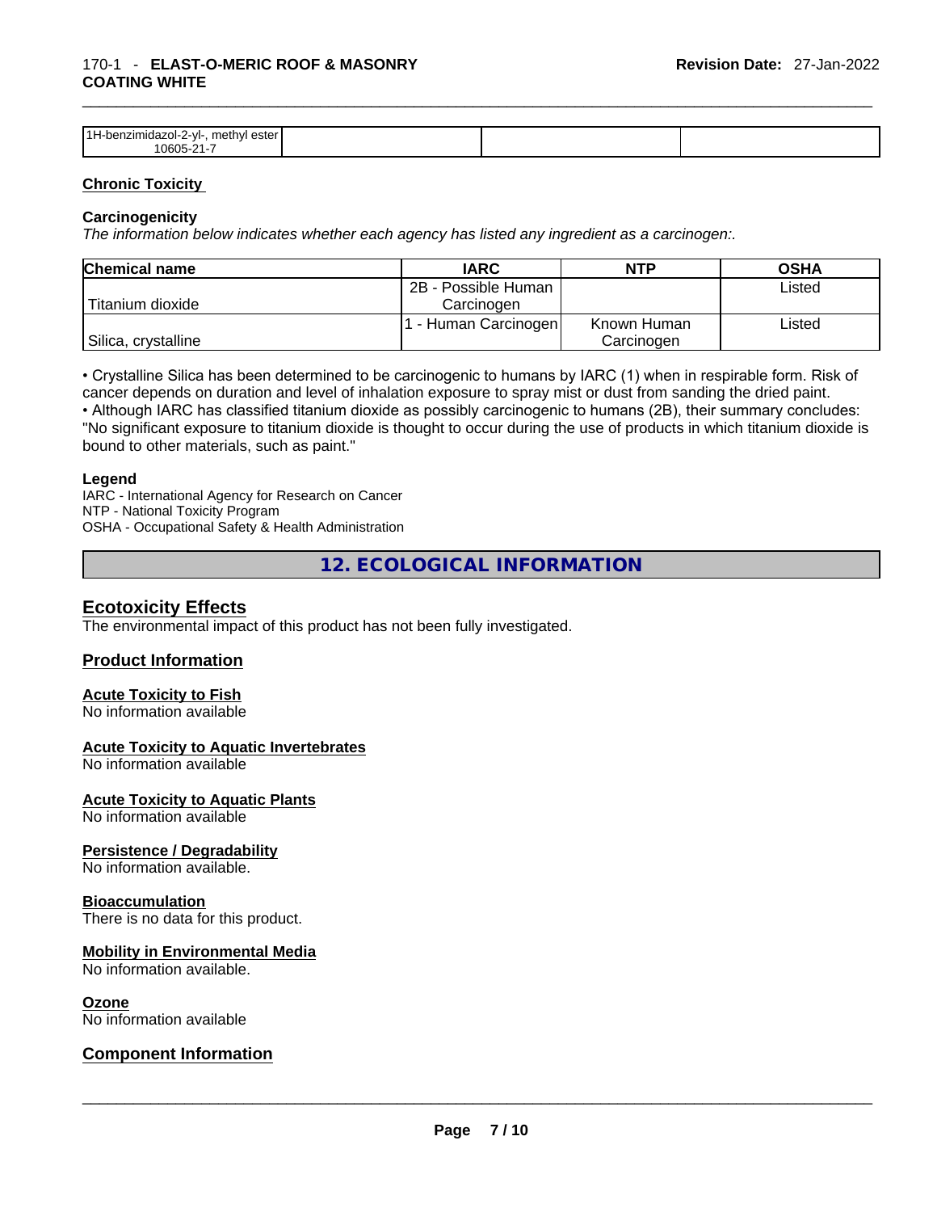| 1H-benzimidazol-2-yl-, methyl ester 10605-21-7 | | | |
|---|---|---|---|

### Chronic Toxicity

#### Carcinogenicity

*The information below indicates whether each agency has listed any ingredient as a carcinogen:.*

| Chemical name | IARC | NTP | OSHA |
|---|---|---|---|
| Titanium dioxide | 2B - Possible Human Carcinogen | | Listed |
| Silica, crystalline | 1 - Human Carcinogen | Known Human Carcinogen | Listed |

• Crystalline Silica has been determined to be carcinogenic to humans by IARC (1) when in respirable form. Risk of cancer depends on duration and level of inhalation exposure to spray mist or dust from sanding the dried paint.
• Although IARC has classified titanium dioxide as possibly carcinogenic to humans (2B), their summary concludes: "No significant exposure to titanium dioxide is thought to occur during the use of products in which titanium dioxide is bound to other materials, such as paint."

**Legend**
IARC - International Agency for Research on Cancer
NTP - National Toxicity Program
OSHA - Occupational Safety & Health Administration

## 12. ECOLOGICAL INFORMATION

### Ecotoxicity Effects

The environmental impact of this product has not been fully investigated.

### Product Information

**Acute Toxicity to Fish**
No information available

**Acute Toxicity to Aquatic Invertebrates**
No information available

**Acute Toxicity to Aquatic Plants**
No information available

**Persistence / Degradability**
No information available.

**Bioaccumulation**
There is no data for this product.

**Mobility in Environmental Media**
No information available.

**Ozone**
No information available

### Component Information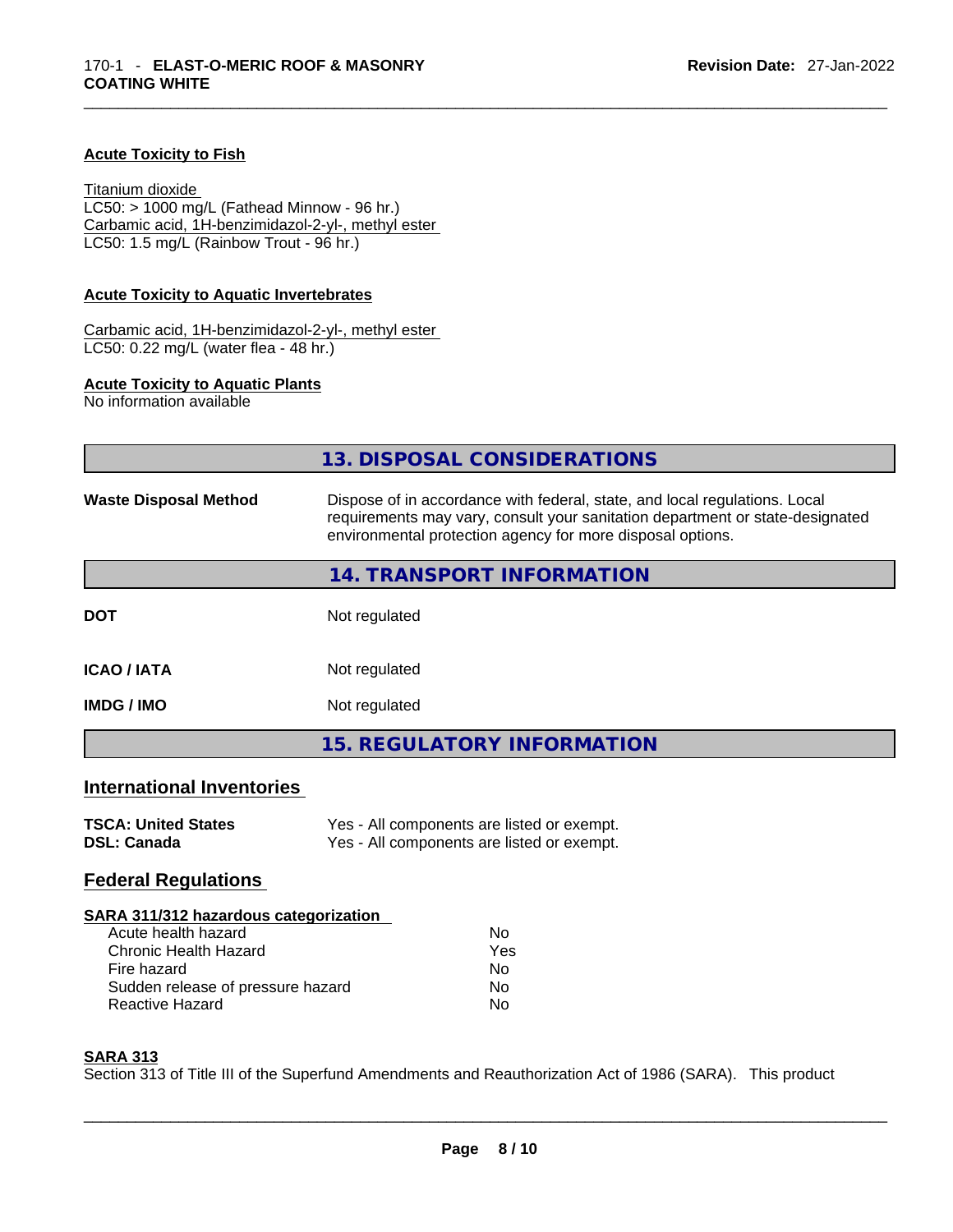#### Acute Toxicity to Fish

Titanium dioxide
LC50: > 1000 mg/L (Fathead Minnow - 96 hr.)
Carbamic acid, 1H-benzimidazol-2-yl-, methyl ester
LC50: 1.5 mg/L (Rainbow Trout - 96 hr.)

#### Acute Toxicity to Aquatic Invertebrates

Carbamic acid, 1H-benzimidazol-2-yl-, methyl ester
LC50: 0.22 mg/L (water flea - 48 hr.)

#### Acute Toxicity to Aquatic Plants

No information available

## 13. DISPOSAL CONSIDERATIONS

**Waste Disposal Method** Dispose of in accordance with federal, state, and local regulations. Local requirements may vary, consult your sanitation department or state-designated environmental protection agency for more disposal options.

## 14. TRANSPORT INFORMATION

| | |
|---|---|
| **DOT** | Not regulated |
| **ICAO / IATA** | Not regulated |
| **IMDG / IMO** | Not regulated |

## 15. REGULATORY INFORMATION

### International Inventories

| | |
|---|---|
| **TSCA: United States** | Yes - All components are listed or exempt. |
| **DSL: Canada** | Yes - All components are listed or exempt. |

### Federal Regulations

#### SARA 311/312 hazardous categorization

| | |
|---|---|
| Acute health hazard | No |
| Chronic Health Hazard | Yes |
| Fire hazard | No |
| Sudden release of pressure hazard | No |
| Reactive Hazard | No |

#### SARA 313

Section 313 of Title III of the Superfund Amendments and Reauthorization Act of 1986 (SARA). This product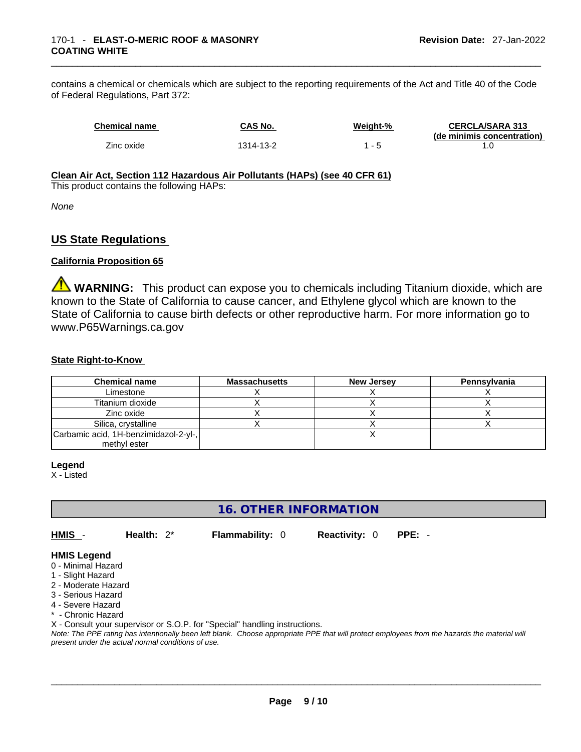contains a chemical or chemicals which are subject to the reporting requirements of the Act and Title 40 of the Code of Federal Regulations, Part 372:

| Chemical name | CAS No. | Weight-% | CERCLA/SARA 313 (de minimis concentration) |
|---|---|---|---|
| Zinc oxide | 1314-13-2 | 1 - 5 | 1.0 |

**Clean Air Act, Section 112 Hazardous Air Pollutants (HAPs) (see 40 CFR 61)**

This product contains the following HAPs:

*None*

## US State Regulations

**California Proposition 65**

⚠ **WARNING:** This product can expose you to chemicals including Titanium dioxide, which are known to the State of California to cause cancer, and Ethylene glycol which are known to the State of California to cause birth defects or other reproductive harm. For more information go to www.P65Warnings.ca.gov

**State Right-to-Know**

| Chemical name | Massachusetts | New Jersey | Pennsylvania |
|---|---|---|---|
| Limestone | X | X | X |
| Titanium dioxide | X | X | X |
| Zinc oxide | X | X | X |
| Silica, crystalline | X | X | X |
| Carbamic acid, 1H-benzimidazol-2-yl-, methyl ester | | X | |

**Legend**

X - Listed

## 16. OTHER INFORMATION

**HMIS** - **Health:** 2* **Flammability:** 0 **Reactivity:** 0 **PPE:** -

**HMIS Legend**

0 - Minimal Hazard
1 - Slight Hazard
2 - Moderate Hazard
3 - Serious Hazard
4 - Severe Hazard
* - Chronic Hazard
X - Consult your supervisor or S.O.P. for "Special" handling instructions.

*Note: The PPE rating has intentionally been left blank. Choose appropriate PPE that will protect employees from the hazards the material will present under the actual normal conditions of use.*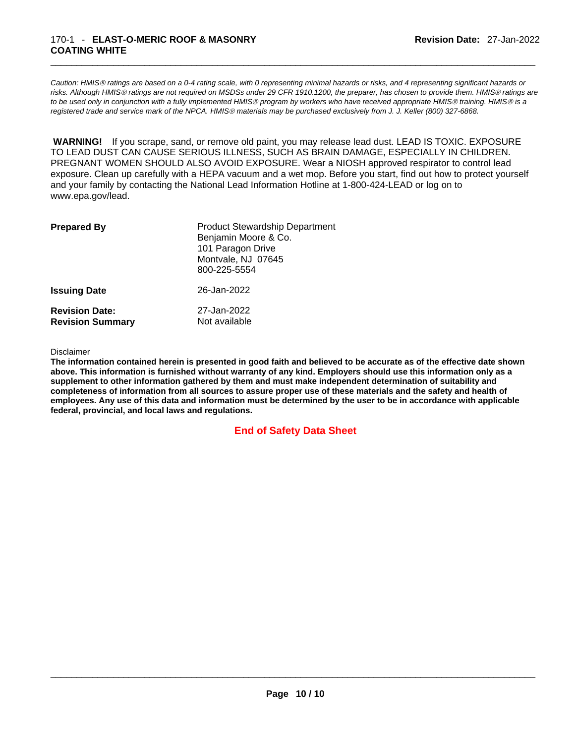*Caution: HMIS® ratings are based on a 0-4 rating scale, with 0 representing minimal hazards or risks, and 4 representing significant hazards or risks. Although HMIS® ratings are not required on MSDSs under 29 CFR 1910.1200, the preparer, has chosen to provide them. HMIS® ratings are to be used only in conjunction with a fully implemented HMIS® program by workers who have received appropriate HMIS® training. HMIS® is a registered trade and service mark of the NPCA. HMIS® materials may be purchased exclusively from J. J. Keller (800) 327-6868.*

**WARNING!** If you scrape, sand, or remove old paint, you may release lead dust. LEAD IS TOXIC. EXPOSURE TO LEAD DUST CAN CAUSE SERIOUS ILLNESS, SUCH AS BRAIN DAMAGE, ESPECIALLY IN CHILDREN. PREGNANT WOMEN SHOULD ALSO AVOID EXPOSURE. Wear a NIOSH approved respirator to control lead exposure. Clean up carefully with a HEPA vacuum and a wet mop. Before you start, find out how to protect yourself and your family by contacting the National Lead Information Hotline at 1-800-424-LEAD or log on to www.epa.gov/lead.

| | |
|---|---|
| **Prepared By** | Product Stewardship Department<br>Benjamin Moore & Co.<br>101 Paragon Drive<br>Montvale, NJ 07645<br>800-225-5554 |
| **Issuing Date** | 26-Jan-2022 |
| **Revision Date:** | 27-Jan-2022 |
| **Revision Summary** | Not available |

Disclaimer

**The information contained herein is presented in good faith and believed to be accurate as of the effective date shown above. This information is furnished without warranty of any kind. Employers should use this information only as a supplement to other information gathered by them and must make independent determination of suitability and completeness of information from all sources to assure proper use of these materials and the safety and health of employees. Any use of this data and information must be determined by the user to be in accordance with applicable federal, provincial, and local laws and regulations.**

**End of Safety Data Sheet**